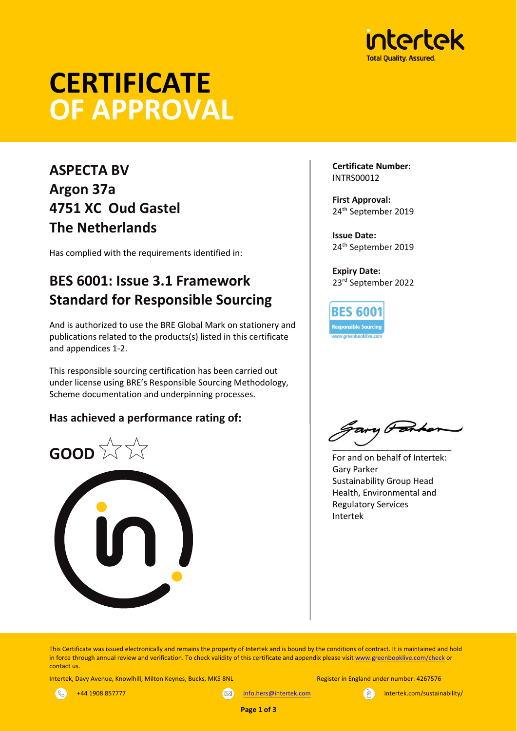intertek
Total Quality. Assured.

# CERTIFICATE OF APPROVAL

## ASPECTA BV
## Argon 37a
## 4751 XC Oud Gastel
## The Netherlands

Has complied with the requirements identified in:

## BES 6001: Issue 3.1 Framework Standard for Responsible Sourcing

And is authorized to use the BRE Global Mark on stationery and publications related to the products(s) listed in this certificate and appendices 1-2.

This responsible sourcing certification has been carried out under license using BRE's Responsible Sourcing Methodology, Scheme documentation and underpinning processes.

### Has achieved a performance rating of:

**GOOD** ☆☆

**Certificate Number:**
INTRS00012

**First Approval:**
24th September 2019

**Issue Date:**
24th September 2019

**Expiry Date:**
23rd September 2022

BES 6001
Responsible Sourcing
www.greenbooklive.com

For and on behalf of Intertek:
Gary Parker
Sustainability Group Head
Health, Environmental and Regulatory Services
Intertek

This Certificate was issued electronically and remains the property of Intertek and is bound by the conditions of contract. It is maintained and hold in force through annual review and verification. To check validity of this certificate and appendix please visit www.greenbooklive.com/check or contact us.

Intertek, Davy Avenue, Knowlhill, Milton Keynes, Bucks, MK5 8NL — Register in England under number: 4267576

+44 1908 857777 — info.hers@intertek.com — intertek.com/sustainability/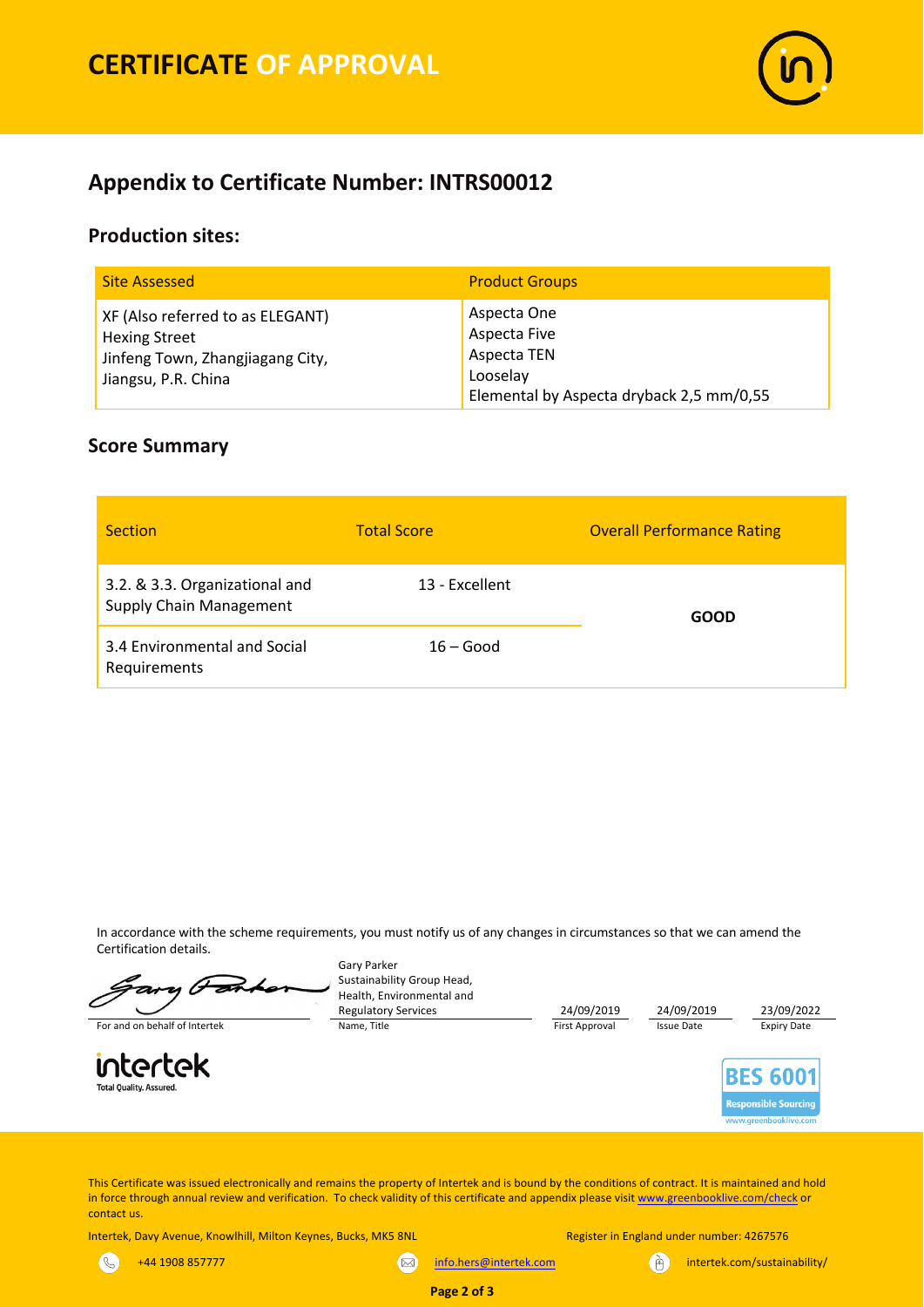# CERTIFICATE OF APPROVAL

## Appendix to Certificate Number: INTRS00012

### Production sites:

| Site Assessed | Product Groups |
|---|---|
| XF (Also referred to as ELEGANT)<br>Hexing Street<br>Jinfeng Town, Zhangjiagang City,<br>Jiangsu, P.R. China | Aspecta One<br>Aspecta Five<br>Aspecta TEN<br>Looselay<br>Elemental by Aspecta dryback 2,5 mm/0,55 |

### Score Summary

| Section | Total Score | Overall Performance Rating |
|---|---|---|
| 3.2. & 3.3. Organizational and Supply Chain Management | 13 - Excellent | **GOOD** |
| 3.4 Environmental and Social Requirements | 16 – Good | |

In accordance with the scheme requirements, you must notify us of any changes in circumstances so that we can amend the Certification details.

| For and on behalf of Intertek | Name, Title | First Approval | Issue Date | Expiry Date |
|---|---|---|---|---|
| *(signature)* | Gary Parker<br>Sustainability Group Head, Health, Environmental and Regulatory Services | 24/09/2019 | 24/09/2019 | 23/09/2022 |

intertek
Total Quality. Assured.

BES 6001
Responsible Sourcing
www.greenbooklive.com

This Certificate was issued electronically and remains the property of Intertek and is bound by the conditions of contract. It is maintained and hold in force through annual review and verification. To check validity of this certificate and appendix please visit www.greenbooklive.com/check or contact us.

Intertek, Davy Avenue, Knowlhill, Milton Keynes, Bucks, MK5 8NL

Register in England under number: 4267576

+44 1908 857777

info.hers@intertek.com

intertek.com/sustainability/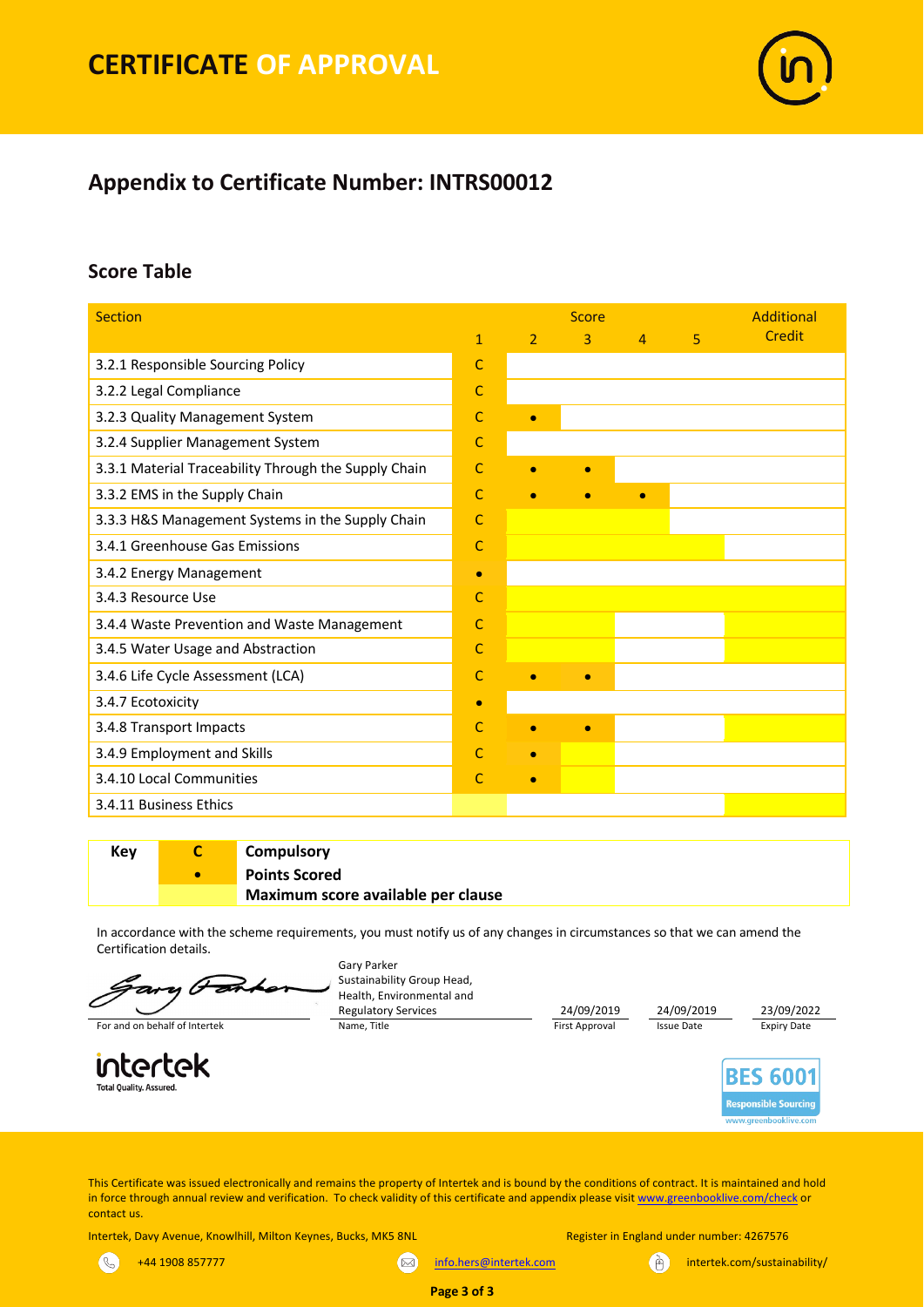# CERTIFICATE OF APPROVAL

## Appendix to Certificate Number: INTRS00012

### Score Table

| Section | Score 1 | 2 | 3 | 4 | 5 | Additional Credit |
|---|---|---|---|---|---|---|
| 3.2.1 Responsible Sourcing Policy | C | | | | | |
| 3.2.2 Legal Compliance | C | | | | | |
| 3.2.3 Quality Management System | C | • | | | | |
| 3.2.4 Supplier Management System | C | | | | | |
| 3.3.1 Material Traceability Through the Supply Chain | C | • | • | | | |
| 3.3.2 EMS in the Supply Chain | C | • | • | • | | |
| 3.3.3 H&S Management Systems in the Supply Chain | C | | | | | |
| 3.4.1 Greenhouse Gas Emissions | C | | | | | |
| 3.4.2 Energy Management | • | | | | | |
| 3.4.3 Resource Use | C | | | | | |
| 3.4.4 Waste Prevention and Waste Management | C | | | | | |
| 3.4.5 Water Usage and Abstraction | C | | | | | |
| 3.4.6 Life Cycle Assessment (LCA) | C | • | • | | | |
| 3.4.7 Ecotoxicity | • | | | | | |
| 3.4.8 Transport Impacts | C | • | • | | | |
| 3.4.9 Employment and Skills | C | • | | | | |
| 3.4.10 Local Communities | C | • | | | | |
| 3.4.11 Business Ethics | | | | | | |

| Key | | |
|---|---|---|
| | C | **Compulsory** |
| | • | **Points Scored** |
| | | **Maximum score available per clause** |

In accordance with the scheme requirements, you must notify us of any changes in circumstances so that we can amend the Certification details.

| For and on behalf of Intertek | Name, Title | First Approval | Issue Date | Expiry Date |
|---|---|---|---|---|
| | Gary Parker, Sustainability Group Head, Health, Environmental and Regulatory Services | 24/09/2019 | 24/09/2019 | 23/09/2022 |

intertek
Total Quality. Assured.

BES 6001
Responsible Sourcing
www.greenbooklive.com

This Certificate was issued electronically and remains the property of Intertek and is bound by the conditions of contract. It is maintained and hold in force through annual review and verification. To check validity of this certificate and appendix please visit www.greenbooklive.com/check or contact us.

Intertek, Davy Avenue, Knowlhill, Milton Keynes, Bucks, MK5 8NL

Register in England under number: 4267576

+44 1908 857777

info.hers@intertek.com

intertek.com/sustainability/